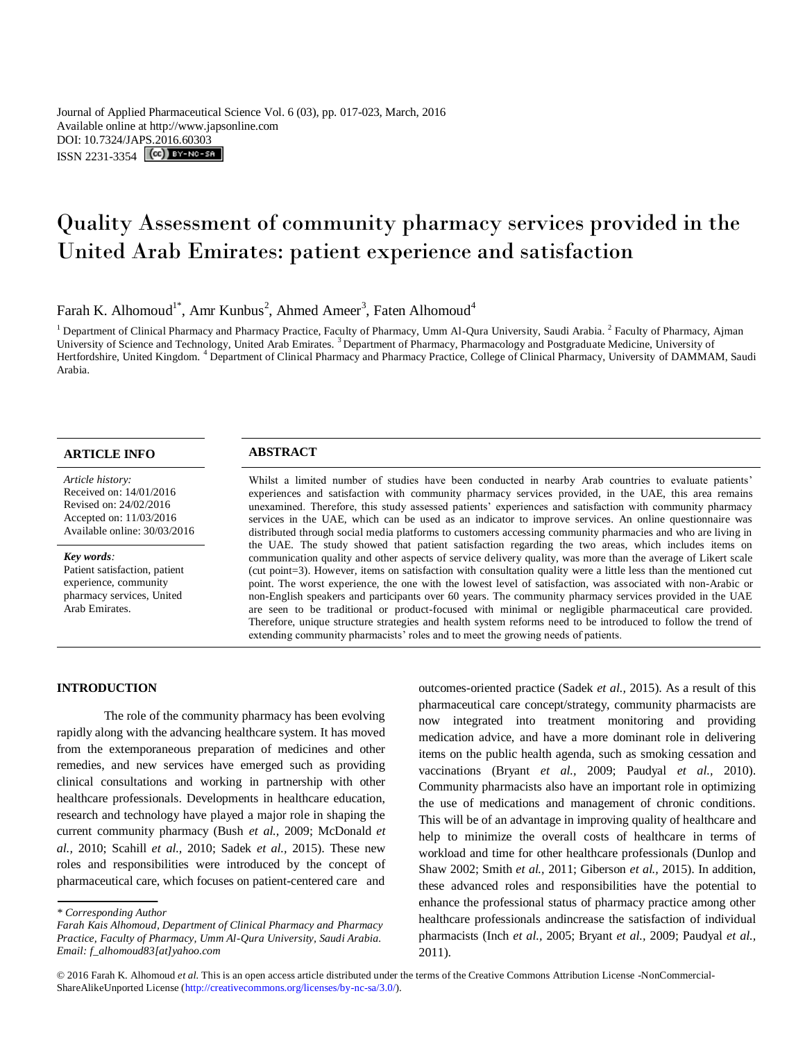Journal of Applied Pharmaceutical Science Vol. 6 (03), pp. 017-023, March, 2016
Available online at http://www.japsonline.com
DOI: 10.7324/JAPS.2016.60303
ISSN 2231-3354

# Quality Assessment of community pharmacy services provided in the United Arab Emirates: patient experience and satisfaction

Farah K. Alhomoud[1*], Amr Kunbus[2], Ahmed Ameer[3], Faten Alhomoud[4]

[1] Department of Clinical Pharmacy and Pharmacy Practice, Faculty of Pharmacy, Umm Al-Qura University, Saudi Arabia. [2] Faculty of Pharmacy, Ajman University of Science and Technology, United Arab Emirates. [3] Department of Pharmacy, Pharmacology and Postgraduate Medicine, University of Hertfordshire, United Kingdom. [4] Department of Clinical Pharmacy and Pharmacy Practice, College of Clinical Pharmacy, University of DAMMAM, Saudi Arabia.

## ARTICLE INFO

*Article history:*
Received on: 14/01/2016
Revised on: 24/02/2016
Accepted on: 11/03/2016
Available online: 30/03/2016

***Key words:***
Patient satisfaction, patient experience, community pharmacy services, United Arab Emirates.

## ABSTRACT

Whilst a limited number of studies have been conducted in nearby Arab countries to evaluate patients' experiences and satisfaction with community pharmacy services provided, in the UAE, this area remains unexamined. Therefore, this study assessed patients' experiences and satisfaction with community pharmacy services in the UAE, which can be used as an indicator to improve services. An online questionnaire was distributed through social media platforms to customers accessing community pharmacies and who are living in the UAE. The study showed that patient satisfaction regarding the two areas, which includes items on communication quality and other aspects of service delivery quality, was more than the average of Likert scale (cut point=3). However, items on satisfaction with consultation quality were a little less than the mentioned cut point. The worst experience, the one with the lowest level of satisfaction, was associated with non-Arabic or non-English speakers and participants over 60 years. The community pharmacy services provided in the UAE are seen to be traditional or product-focused with minimal or negligible pharmaceutical care provided. Therefore, unique structure strategies and health system reforms need to be introduced to follow the trend of extending community pharmacists' roles and to meet the growing needs of patients.

## INTRODUCTION

The role of the community pharmacy has been evolving rapidly along with the advancing healthcare system. It has moved from the extemporaneous preparation of medicines and other remedies, and new services have emerged such as providing clinical consultations and working in partnership with other healthcare professionals. Developments in healthcare education, research and technology have played a major role in shaping the current community pharmacy (Bush *et al.,* 2009; McDonald *et al.,* 2010; Scahill *et al.*, 2010; Sadek *et al.*, 2015). These new roles and responsibilities were introduced by the concept of pharmaceutical care, which focuses on patient-centered care and outcomes-oriented practice (Sadek *et al.,* 2015). As a result of this pharmaceutical care concept/strategy, community pharmacists are now integrated into treatment monitoring and providing medication advice, and have a more dominant role in delivering items on the public health agenda, such as smoking cessation and vaccinations (Bryant *et al.,* 2009; Paudyal *et al.,* 2010). Community pharmacists also have an important role in optimizing the use of medications and management of chronic conditions. This will be of an advantage in improving quality of healthcare and help to minimize the overall costs of healthcare in terms of workload and time for other healthcare professionals (Dunlop and Shaw 2002; Smith *et al.,* 2011; Giberson *et al.,* 2015). In addition, these advanced roles and responsibilities have the potential to enhance the professional status of pharmacy practice among other healthcare professionals andincrease the satisfaction of individual pharmacists (Inch *et al.,* 2005; Bryant *et al.,* 2009; Paudyal *et al.,* 2011).

*\* Corresponding Author*
*Farah Kais Alhomoud, Department of Clinical Pharmacy and Pharmacy Practice, Faculty of Pharmacy, Umm Al-Qura University, Saudi Arabia. Email: f_alhomoud83[at]yahoo.com*

© 2016 Farah K. Alhomoud *et al.* This is an open access article distributed under the terms of the Creative Commons Attribution License -NonCommercial-ShareAlikeUnported License (http://creativecommons.org/licenses/by-nc-sa/3.0/).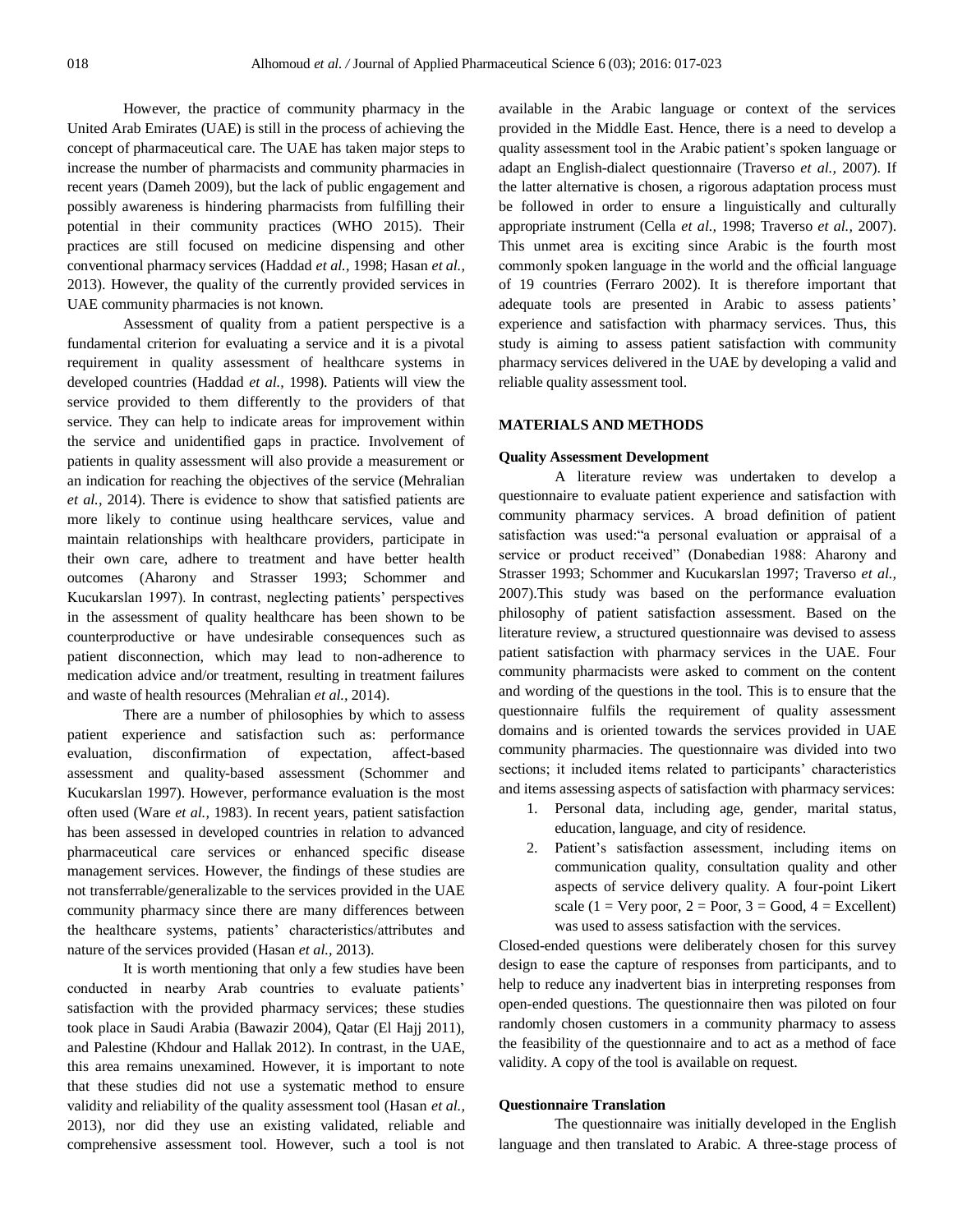However, the practice of community pharmacy in the United Arab Emirates (UAE) is still in the process of achieving the concept of pharmaceutical care. The UAE has taken major steps to increase the number of pharmacists and community pharmacies in recent years (Dameh 2009), but the lack of public engagement and possibly awareness is hindering pharmacists from fulfilling their potential in their community practices (WHO 2015). Their practices are still focused on medicine dispensing and other conventional pharmacy services (Haddad *et al.,* 1998; Hasan *et al.,* 2013). However, the quality of the currently provided services in UAE community pharmacies is not known.

Assessment of quality from a patient perspective is a fundamental criterion for evaluating a service and it is a pivotal requirement in quality assessment of healthcare systems in developed countries (Haddad *et al.,* 1998). Patients will view the service provided to them differently to the providers of that service. They can help to indicate areas for improvement within the service and unidentified gaps in practice. Involvement of patients in quality assessment will also provide a measurement or an indication for reaching the objectives of the service (Mehralian *et al.,* 2014). There is evidence to show that satisfied patients are more likely to continue using healthcare services, value and maintain relationships with healthcare providers, participate in their own care, adhere to treatment and have better health outcomes (Aharony and Strasser 1993; Schommer and Kucukarslan 1997). In contrast, neglecting patients' perspectives in the assessment of quality healthcare has been shown to be counterproductive or have undesirable consequences such as patient disconnection, which may lead to non-adherence to medication advice and/or treatment, resulting in treatment failures and waste of health resources (Mehralian *et al.,* 2014).

There are a number of philosophies by which to assess patient experience and satisfaction such as: performance evaluation, disconfirmation of expectation, affect-based assessment and quality-based assessment (Schommer and Kucukarslan 1997). However, performance evaluation is the most often used (Ware *et al.,* 1983). In recent years, patient satisfaction has been assessed in developed countries in relation to advanced pharmaceutical care services or enhanced specific disease management services. However, the findings of these studies are not transferrable/generalizable to the services provided in the UAE community pharmacy since there are many differences between the healthcare systems, patients' characteristics/attributes and nature of the services provided (Hasan *et al.,* 2013).

It is worth mentioning that only a few studies have been conducted in nearby Arab countries to evaluate patients' satisfaction with the provided pharmacy services; these studies took place in Saudi Arabia (Bawazir 2004), Qatar (El Hajj 2011), and Palestine (Khdour and Hallak 2012). In contrast, in the UAE, this area remains unexamined. However, it is important to note that these studies did not use a systematic method to ensure validity and reliability of the quality assessment tool (Hasan *et al.,* 2013), nor did they use an existing validated, reliable and comprehensive assessment tool. However, such a tool is not available in the Arabic language or context of the services provided in the Middle East. Hence, there is a need to develop a quality assessment tool in the Arabic patient's spoken language or adapt an English-dialect questionnaire (Traverso *et al.,* 2007). If the latter alternative is chosen, a rigorous adaptation process must be followed in order to ensure a linguistically and culturally appropriate instrument (Cella *et al.,* 1998; Traverso *et al.,* 2007). This unmet area is exciting since Arabic is the fourth most commonly spoken language in the world and the official language of 19 countries (Ferraro 2002). It is therefore important that adequate tools are presented in Arabic to assess patients' experience and satisfaction with pharmacy services. Thus, this study is aiming to assess patient satisfaction with community pharmacy services delivered in the UAE by developing a valid and reliable quality assessment tool.

## MATERIALS AND METHODS

### Quality Assessment Development

A literature review was undertaken to develop a questionnaire to evaluate patient experience and satisfaction with community pharmacy services. A broad definition of patient satisfaction was used:"a personal evaluation or appraisal of a service or product received" (Donabedian 1988: Aharony and Strasser 1993; Schommer and Kucukarslan 1997; Traverso *et al.,* 2007).This study was based on the performance evaluation philosophy of patient satisfaction assessment. Based on the literature review, a structured questionnaire was devised to assess patient satisfaction with pharmacy services in the UAE. Four community pharmacists were asked to comment on the content and wording of the questions in the tool. This is to ensure that the questionnaire fulfils the requirement of quality assessment domains and is oriented towards the services provided in UAE community pharmacies. The questionnaire was divided into two sections; it included items related to participants' characteristics and items assessing aspects of satisfaction with pharmacy services:

1. Personal data, including age, gender, marital status, education, language, and city of residence.
2. Patient's satisfaction assessment, including items on communication quality, consultation quality and other aspects of service delivery quality. A four-point Likert scale (1 = Very poor, 2 = Poor, 3 = Good, 4 = Excellent) was used to assess satisfaction with the services.

Closed-ended questions were deliberately chosen for this survey design to ease the capture of responses from participants, and to help to reduce any inadvertent bias in interpreting responses from open-ended questions. The questionnaire then was piloted on four randomly chosen customers in a community pharmacy to assess the feasibility of the questionnaire and to act as a method of face validity. A copy of the tool is available on request.

### Questionnaire Translation

The questionnaire was initially developed in the English language and then translated to Arabic. A three-stage process of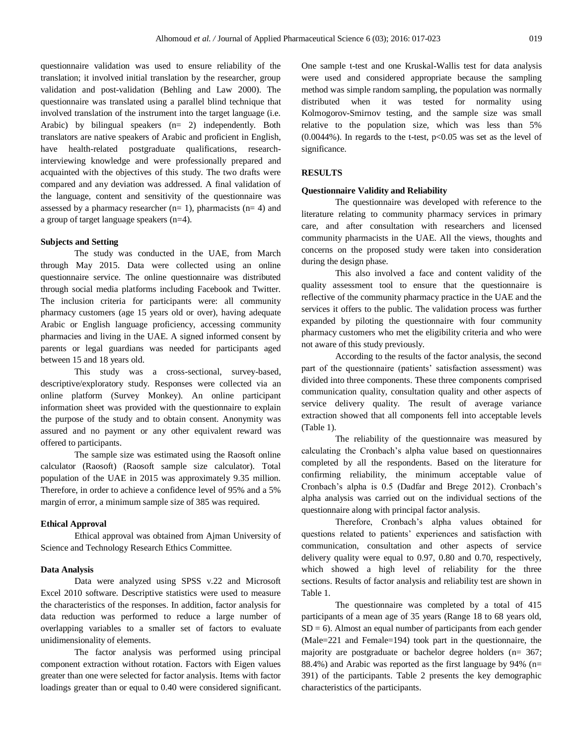questionnaire validation was used to ensure reliability of the translation; it involved initial translation by the researcher, group validation and post-validation (Behling and Law 2000). The questionnaire was translated using a parallel blind technique that involved translation of the instrument into the target language (i.e. Arabic) by bilingual speakers (n= 2) independently. Both translators are native speakers of Arabic and proficient in English, have health-related postgraduate qualifications, research-interviewing knowledge and were professionally prepared and acquainted with the objectives of this study. The two drafts were compared and any deviation was addressed. A final validation of the language, content and sensitivity of the questionnaire was assessed by a pharmacy researcher (n= 1), pharmacists (n= 4) and a group of target language speakers (n=4).

### Subjects and Setting

The study was conducted in the UAE, from March through May 2015. Data were collected using an online questionnaire service. The online questionnaire was distributed through social media platforms including Facebook and Twitter. The inclusion criteria for participants were: all community pharmacy customers (age 15 years old or over), having adequate Arabic or English language proficiency, accessing community pharmacies and living in the UAE. A signed informed consent by parents or legal guardians was needed for participants aged between 15 and 18 years old.

This study was a cross-sectional, survey-based, descriptive/exploratory study. Responses were collected via an online platform (Survey Monkey). An online participant information sheet was provided with the questionnaire to explain the purpose of the study and to obtain consent. Anonymity was assured and no payment or any other equivalent reward was offered to participants.

The sample size was estimated using the Raosoft online calculator (Raosoft) (Raosoft sample size calculator). Total population of the UAE in 2015 was approximately 9.35 million. Therefore, in order to achieve a confidence level of 95% and a 5% margin of error, a minimum sample size of 385 was required.

### Ethical Approval

Ethical approval was obtained from Ajman University of Science and Technology Research Ethics Committee.

### Data Analysis

Data were analyzed using SPSS v.22 and Microsoft Excel 2010 software. Descriptive statistics were used to measure the characteristics of the responses. In addition, factor analysis for data reduction was performed to reduce a large number of overlapping variables to a smaller set of factors to evaluate unidimensionality of elements.

The factor analysis was performed using principal component extraction without rotation. Factors with Eigen values greater than one were selected for factor analysis. Items with factor loadings greater than or equal to 0.40 were considered significant. One sample t-test and one Kruskal-Wallis test for data analysis were used and considered appropriate because the sampling method was simple random sampling, the population was normally distributed when it was tested for normality using Kolmogorov-Smirnov testing, and the sample size was small relative to the population size, which was less than 5% (0.0044%). In regards to the t-test, $p<0.05$ was set as the level of significance.

## RESULTS

### Questionnaire Validity and Reliability

The questionnaire was developed with reference to the literature relating to community pharmacy services in primary care, and after consultation with researchers and licensed community pharmacists in the UAE. All the views, thoughts and concerns on the proposed study were taken into consideration during the design phase.

This also involved a face and content validity of the quality assessment tool to ensure that the questionnaire is reflective of the community pharmacy practice in the UAE and the services it offers to the public. The validation process was further expanded by piloting the questionnaire with four community pharmacy customers who met the eligibility criteria and who were not aware of this study previously.

According to the results of the factor analysis, the second part of the questionnaire (patients' satisfaction assessment) was divided into three components. These three components comprised communication quality, consultation quality and other aspects of service delivery quality. The result of average variance extraction showed that all components fell into acceptable levels (Table 1).

The reliability of the questionnaire was measured by calculating the Cronbach's alpha value based on questionnaires completed by all the respondents. Based on the literature for confirming reliability, the minimum acceptable value of Cronbach's alpha is 0.5 (Dadfar and Brege 2012). Cronbach's alpha analysis was carried out on the individual sections of the questionnaire along with principal factor analysis.

Therefore, Cronbach's alpha values obtained for questions related to patients' experiences and satisfaction with communication, consultation and other aspects of service delivery quality were equal to 0.97, 0.80 and 0.70, respectively, which showed a high level of reliability for the three sections. Results of factor analysis and reliability test are shown in Table 1.

The questionnaire was completed by a total of 415 participants of a mean age of 35 years (Range 18 to 68 years old, SD = 6). Almost an equal number of participants from each gender (Male=221 and Female=194) took part in the questionnaire, the majority are postgraduate or bachelor degree holders (n= 367; 88.4%) and Arabic was reported as the first language by 94% (n= 391) of the participants. Table 2 presents the key demographic characteristics of the participants.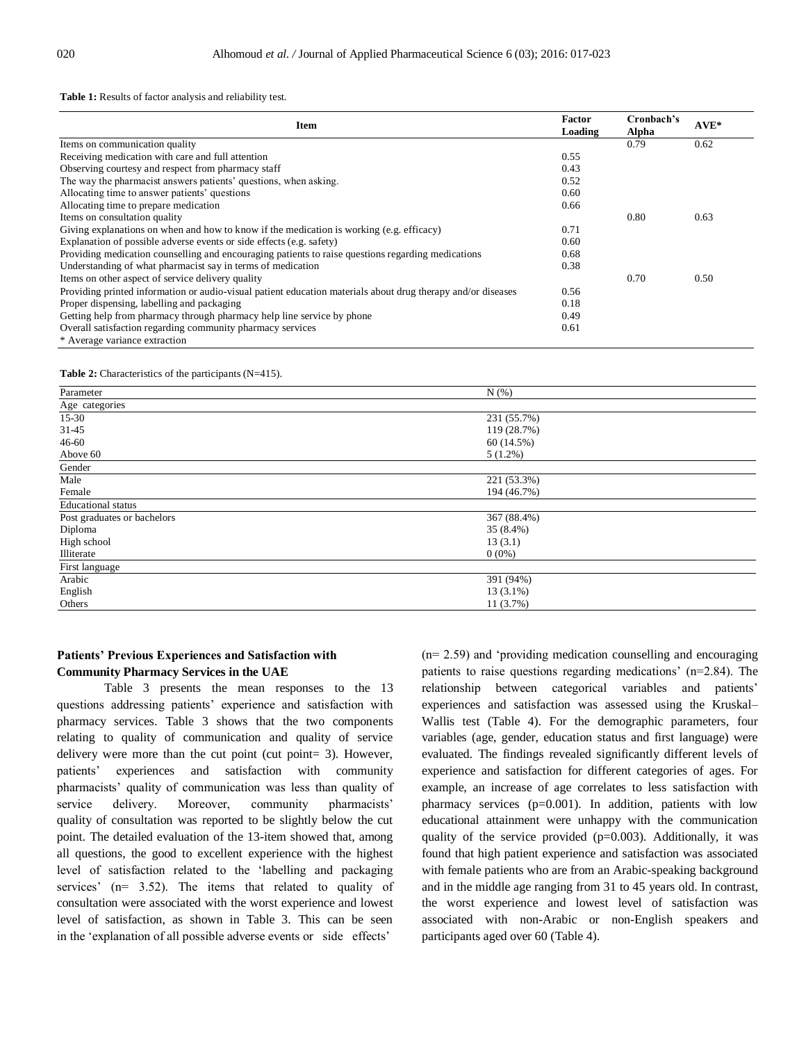**Table 1:** Results of factor analysis and reliability test.

| Item | Factor Loading | Cronbach's Alpha | AVE* |
|---|---|---|---|
| Items on communication quality | | 0.79 | 0.62 |
| Receiving medication with care and full attention | 0.55 | | |
| Observing courtesy and respect from pharmacy staff | 0.43 | | |
| The way the pharmacist answers patients' questions, when asking. | 0.52 | | |
| Allocating time to answer patients' questions | 0.60 | | |
| Allocating time to prepare medication | 0.66 | | |
| Items on consultation quality | | 0.80 | 0.63 |
| Giving explanations on when and how to know if the medication is working (e.g. efficacy) | 0.71 | | |
| Explanation of possible adverse events or side effects (e.g. safety) | 0.60 | | |
| Providing medication counselling and encouraging patients to raise questions regarding medications | 0.68 | | |
| Understanding of what pharmacist say in terms of medication | 0.38 | | |
| Items on other aspect of service delivery quality | | 0.70 | 0.50 |
| Providing printed information or audio-visual patient education materials about drug therapy and/or diseases | 0.56 | | |
| Proper dispensing, labelling and packaging | 0.18 | | |
| Getting help from pharmacy through pharmacy help line service by phone | 0.49 | | |
| Overall satisfaction regarding community pharmacy services | 0.61 | | |

\* Average variance extraction

**Table 2:** Characteristics of the participants (N=415).

| Parameter | N (%) |
|---|---|
| Age categories | |
| 15-30 | 231 (55.7%) |
| 31-45 | 119 (28.7%) |
| 46-60 | 60 (14.5%) |
| Above 60 | 5 (1.2%) |
| Gender | |
| Male | 221 (53.3%) |
| Female | 194 (46.7%) |
| Educational status | |
| Post graduates or bachelors | 367 (88.4%) |
| Diploma | 35 (8.4%) |
| High school | 13 (3.1) |
| Illiterate | 0 (0%) |
| First language | |
| Arabic | 391 (94%) |
| English | 13 (3.1%) |
| Others | 11 (3.7%) |

### Patients' Previous Experiences and Satisfaction with Community Pharmacy Services in the UAE

Table 3 presents the mean responses to the 13 questions addressing patients' experience and satisfaction with pharmacy services. Table 3 shows that the two components relating to quality of communication and quality of service delivery were more than the cut point (cut point= 3). However, patients' experiences and satisfaction with community pharmacists' quality of communication was less than quality of service delivery. Moreover, community pharmacists' quality of consultation was reported to be slightly below the cut point. The detailed evaluation of the 13-item showed that, among all questions, the good to excellent experience with the highest level of satisfaction related to the 'labelling and packaging services' (n= 3.52). The items that related to quality of consultation were associated with the worst experience and lowest level of satisfaction, as shown in Table 3. This can be seen in the 'explanation of all possible adverse events or side effects' (n= 2.59) and 'providing medication counselling and encouraging patients to raise questions regarding medications' (n=2.84). The relationship between categorical variables and patients' experiences and satisfaction was assessed using the Kruskal–Wallis test (Table 4). For the demographic parameters, four variables (age, gender, education status and first language) were evaluated. The findings revealed significantly different levels of experience and satisfaction for different categories of ages. For example, an increase of age correlates to less satisfaction with pharmacy services ($p$=0.001). In addition, patients with low educational attainment were unhappy with the communication quality of the service provided ($p$=0.003). Additionally, it was found that high patient experience and satisfaction was associated with female patients who are from an Arabic-speaking background and in the middle age ranging from 31 to 45 years old. In contrast, the worst experience and lowest level of satisfaction was associated with non-Arabic or non-English speakers and participants aged over 60 (Table 4).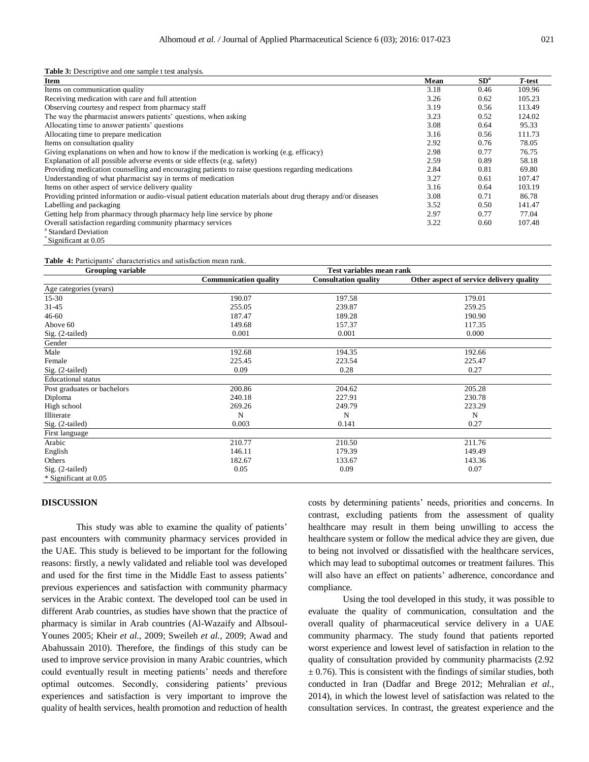**Table 3:** Descriptive and one sample t test analysis.

| Item | Mean | SD[a] | *T*-test |
|---|---|---|---|
| Items on communication quality | 3.18 | 0.46 | 109.96 |
| Receiving medication with care and full attention | 3.26 | 0.62 | 105.23 |
| Observing courtesy and respect from pharmacy staff | 3.19 | 0.56 | 113.49 |
| The way the pharmacist answers patients' questions, when asking | 3.23 | 0.52 | 124.02 |
| Allocating time to answer patients' questions | 3.08 | 0.64 | 95.33 |
| Allocating time to prepare medication | 3.16 | 0.56 | 111.73 |
| Items on consultation quality | 2.92 | 0.76 | 78.05 |
| Giving explanations on when and how to know if the medication is working (e.g. efficacy) | 2.98 | 0.77 | 76.75 |
| Explanation of all possible adverse events or side effects (e.g. safety) | 2.59 | 0.89 | 58.18 |
| Providing medication counselling and encouraging patients to raise questions regarding medications | 2.84 | 0.81 | 69.80 |
| Understanding of what pharmacist say in terms of medication | 3.27 | 0.61 | 107.47 |
| Items on other aspect of service delivery quality | 3.16 | 0.64 | 103.19 |
| Providing printed information or audio-visual patient education materials about drug therapy and/or diseases | 3.08 | 0.71 | 86.78 |
| Labelling and packaging | 3.52 | 0.50 | 141.47 |
| Getting help from pharmacy through pharmacy help line service by phone | 2.97 | 0.77 | 77.04 |
| Overall satisfaction regarding community pharmacy services | 3.22 | 0.60 | 107.48 |

[a] Standard Deviation
[*] Significant at 0.05

**Table 4:** Participants' characteristics and satisfaction mean rank.

| Grouping variable | Test variables mean rank | | |
|---|---|---|---|
| | **Communication quality** | **Consultation quality** | **Other aspect of service delivery quality** |
| Age categories (years) | | | |
| 15-30 | 190.07 | 197.58 | 179.01 |
| 31-45 | 255.05 | 239.87 | 259.25 |
| 46-60 | 187.47 | 189.28 | 190.90 |
| Above 60 | 149.68 | 157.37 | 117.35 |
| Sig. (2-tailed) | 0.001 | 0.001 | 0.000 |
| Gender | | | |
| Male | 192.68 | 194.35 | 192.66 |
| Female | 225.45 | 223.54 | 225.47 |
| Sig. (2-tailed) | 0.09 | 0.28 | 0.27 |
| Educational status | | | |
| Post graduates or bachelors | 200.86 | 204.62 | 205.28 |
| Diploma | 240.18 | 227.91 | 230.78 |
| High school | 269.26 | 249.79 | 223.29 |
| Illiterate | N | N | N |
| Sig. (2-tailed) | 0.003 | 0.141 | 0.27 |
| First language | | | |
| Arabic | 210.77 | 210.50 | 211.76 |
| English | 146.11 | 179.39 | 149.49 |
| Others | 182.67 | 133.67 | 143.36 |
| Sig. (2-tailed) | 0.05 | 0.09 | 0.07 |

\* Significant at 0.05

## DISCUSSION

This study was able to examine the quality of patients' past encounters with community pharmacy services provided in the UAE. This study is believed to be important for the following reasons: firstly, a newly validated and reliable tool was developed and used for the first time in the Middle East to assess patients' previous experiences and satisfaction with community pharmacy services in the Arabic context. The developed tool can be used in different Arab countries, as studies have shown that the practice of pharmacy is similar in Arab countries (Al-Wazaify and Albsoul-Younes 2005; Kheir *et al.,* 2009; Sweileh *et al.,* 2009; Awad and Abahussain 2010). Therefore, the findings of this study can be used to improve service provision in many Arabic countries, which could eventually result in meeting patients' needs and therefore optimal outcomes. Secondly, considering patients' previous experiences and satisfaction is very important to improve the quality of health services, health promotion and reduction of health costs by determining patients' needs, priorities and concerns. In contrast, excluding patients from the assessment of quality healthcare may result in them being unwilling to access the healthcare system or follow the medical advice they are given, due to being not involved or dissatisfied with the healthcare services, which may lead to suboptimal outcomes or treatment failures. This will also have an effect on patients' adherence, concordance and compliance.

Using the tool developed in this study, it was possible to evaluate the quality of communication, consultation and the overall quality of pharmaceutical service delivery in a UAE community pharmacy. The study found that patients reported worst experience and lowest level of satisfaction in relation to the quality of consultation provided by community pharmacists (2.92 $\pm$ 0.76). This is consistent with the findings of similar studies, both conducted in Iran (Dadfar and Brege 2012; Mehralian *et al.,* 2014), in which the lowest level of satisfaction was related to the consultation services. In contrast, the greatest experience and the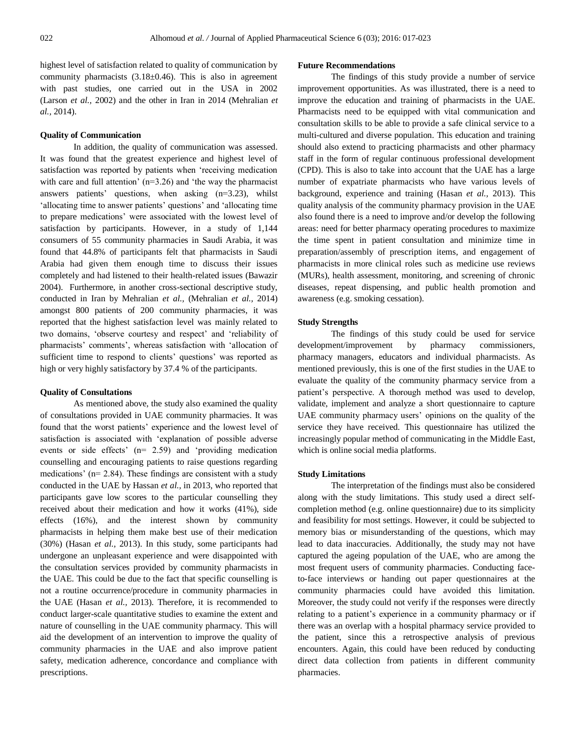highest level of satisfaction related to quality of communication by community pharmacists (3.18±0.46). This is also in agreement with past studies, one carried out in the USA in 2002 (Larson *et al.,* 2002) and the other in Iran in 2014 (Mehralian *et al.,* 2014).

### Quality of Communication

In addition, the quality of communication was assessed. It was found that the greatest experience and highest level of satisfaction was reported by patients when 'receiving medication with care and full attention' (n=3.26) and 'the way the pharmacist answers patients' questions, when asking (n=3.23), whilst 'allocating time to answer patients' questions' and 'allocating time to prepare medications' were associated with the lowest level of satisfaction by participants. However, in a study of 1,144 consumers of 55 community pharmacies in Saudi Arabia, it was found that 44.8% of participants felt that pharmacists in Saudi Arabia had given them enough time to discuss their issues completely and had listened to their health-related issues (Bawazir 2004). Furthermore, in another cross-sectional descriptive study, conducted in Iran by Mehralian *et al.,* (Mehralian *et al.,* 2014) amongst 800 patients of 200 community pharmacies, it was reported that the highest satisfaction level was mainly related to two domains, 'observe courtesy and respect' and 'reliability of pharmacists' comments', whereas satisfaction with 'allocation of sufficient time to respond to clients' questions' was reported as high or very highly satisfactory by 37.4 % of the participants.

### Quality of Consultations

As mentioned above, the study also examined the quality of consultations provided in UAE community pharmacies. It was found that the worst patients' experience and the lowest level of satisfaction is associated with 'explanation of possible adverse events or side effects' (n= 2.59) and 'providing medication counselling and encouraging patients to raise questions regarding medications' (n= 2.84). These findings are consistent with a study conducted in the UAE by Hassan *et al.,* in 2013, who reported that participants gave low scores to the particular counselling they received about their medication and how it works (41%), side effects (16%), and the interest shown by community pharmacists in helping them make best use of their medication (30%) (Hasan *et al.,* 2013). In this study, some participants had undergone an unpleasant experience and were disappointed with the consultation services provided by community pharmacists in the UAE. This could be due to the fact that specific counselling is not a routine occurrence/procedure in community pharmacies in the UAE (Hasan *et al.,* 2013). Therefore, it is recommended to conduct larger-scale quantitative studies to examine the extent and nature of counselling in the UAE community pharmacy. This will aid the development of an intervention to improve the quality of community pharmacies in the UAE and also improve patient safety, medication adherence, concordance and compliance with prescriptions.

### Future Recommendations

The findings of this study provide a number of service improvement opportunities. As was illustrated, there is a need to improve the education and training of pharmacists in the UAE. Pharmacists need to be equipped with vital communication and consultation skills to be able to provide a safe clinical service to a multi-cultured and diverse population. This education and training should also extend to practicing pharmacists and other pharmacy staff in the form of regular continuous professional development (CPD). This is also to take into account that the UAE has a large number of expatriate pharmacists who have various levels of background, experience and training (Hasan *et al.,* 2013). This quality analysis of the community pharmacy provision in the UAE also found there is a need to improve and/or develop the following areas: need for better pharmacy operating procedures to maximize the time spent in patient consultation and minimize time in preparation/assembly of prescription items, and engagement of pharmacists in more clinical roles such as medicine use reviews (MURs), health assessment, monitoring, and screening of chronic diseases, repeat dispensing, and public health promotion and awareness (e.g. smoking cessation).

### Study Strengths

The findings of this study could be used for service development/improvement by pharmacy commissioners, pharmacy managers, educators and individual pharmacists. As mentioned previously, this is one of the first studies in the UAE to evaluate the quality of the community pharmacy service from a patient's perspective. A thorough method was used to develop, validate, implement and analyze a short questionnaire to capture UAE community pharmacy users' opinions on the quality of the service they have received. This questionnaire has utilized the increasingly popular method of communicating in the Middle East, which is online social media platforms.

### Study Limitations

The interpretation of the findings must also be considered along with the study limitations. This study used a direct self-completion method (e.g. online questionnaire) due to its simplicity and feasibility for most settings. However, it could be subjected to memory bias or misunderstanding of the questions, which may lead to data inaccuracies. Additionally, the study may not have captured the ageing population of the UAE, who are among the most frequent users of community pharmacies. Conducting face-to-face interviews or handing out paper questionnaires at the community pharmacies could have avoided this limitation. Moreover, the study could not verify if the responses were directly relating to a patient's experience in a community pharmacy or if there was an overlap with a hospital pharmacy service provided to the patient, since this a retrospective analysis of previous encounters. Again, this could have been reduced by conducting direct data collection from patients in different community pharmacies.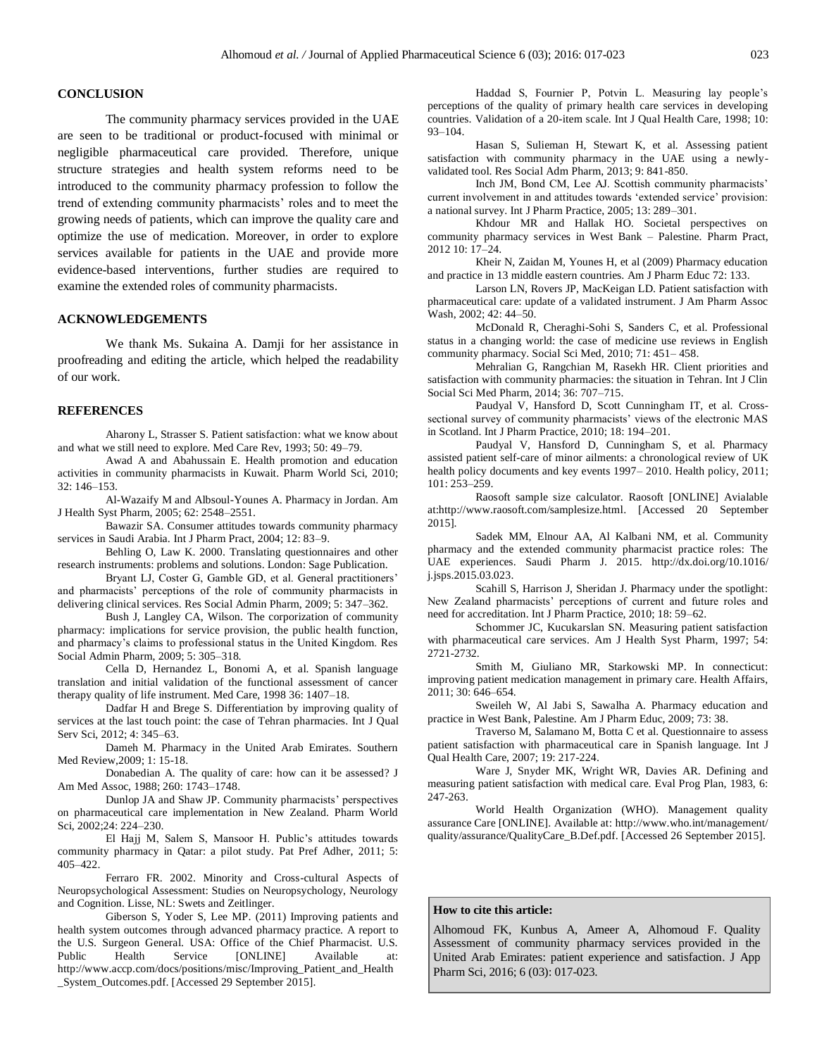## CONCLUSION

The community pharmacy services provided in the UAE are seen to be traditional or product-focused with minimal or negligible pharmaceutical care provided. Therefore, unique structure strategies and health system reforms need to be introduced to the community pharmacy profession to follow the trend of extending community pharmacists' roles and to meet the growing needs of patients, which can improve the quality care and optimize the use of medication. Moreover, in order to explore services available for patients in the UAE and provide more evidence-based interventions, further studies are required to examine the extended roles of community pharmacists.

## ACKNOWLEDGEMENTS

We thank Ms. Sukaina A. Damji for her assistance in proofreading and editing the article, which helped the readability of our work.

## REFERENCES

Aharony L, Strasser S. Patient satisfaction: what we know about and what we still need to explore. Med Care Rev, 1993; 50: 49–79.

Awad A and Abahussain E. Health promotion and education activities in community pharmacists in Kuwait. Pharm World Sci, 2010; 32: 146–153.

Al-Wazaify M and Albsoul-Younes A. Pharmacy in Jordan. Am J Health Syst Pharm, 2005; 62: 2548–2551.

Bawazir SA. Consumer attitudes towards community pharmacy services in Saudi Arabia. Int J Pharm Pract, 2004; 12: 83–9.

Behling O, Law K. 2000. Translating questionnaires and other research instruments: problems and solutions. London: Sage Publication.

Bryant LJ, Coster G, Gamble GD, et al. General practitioners' and pharmacists' perceptions of the role of community pharmacists in delivering clinical services. Res Social Admin Pharm, 2009; 5: 347–362.

Bush J, Langley CA, Wilson. The corporization of community pharmacy: implications for service provision, the public health function, and pharmacy's claims to professional status in the United Kingdom. Res Social Admin Pharm, 2009; 5: 305–318.

Cella D, Hernandez L, Bonomi A, et al. Spanish language translation and initial validation of the functional assessment of cancer therapy quality of life instrument. Med Care, 1998 36: 1407–18.

Dadfar H and Brege S. Differentiation by improving quality of services at the last touch point: the case of Tehran pharmacies. Int J Qual Serv Sci, 2012; 4: 345–63.

Dameh M. Pharmacy in the United Arab Emirates. Southern Med Review,2009; 1: 15-18.

Donabedian A. The quality of care: how can it be assessed? J Am Med Assoc, 1988; 260: 1743–1748.

Dunlop JA and Shaw JP. Community pharmacists' perspectives on pharmaceutical care implementation in New Zealand. Pharm World Sci, 2002;24: 224–230.

El Hajj M, Salem S, Mansoor H. Public's attitudes towards community pharmacy in Qatar: a pilot study. Pat Pref Adher, 2011; 5: 405–422.

Ferraro FR. 2002. Minority and Cross-cultural Aspects of Neuropsychological Assessment: Studies on Neuropsychology, Neurology and Cognition. Lisse, NL: Swets and Zeitlinger.

Giberson S, Yoder S, Lee MP. (2011) Improving patients and health system outcomes through advanced pharmacy practice. A report to the U.S. Surgeon General. USA: Office of the Chief Pharmacist. U.S. Public Health Service [ONLINE] Available at: http://www.accp.com/docs/positions/misc/Improving_Patient_and_Health_System_Outcomes.pdf. [Accessed 29 September 2015].

Haddad S, Fournier P, Potvin L. Measuring lay people's perceptions of the quality of primary health care services in developing countries. Validation of a 20-item scale. Int J Qual Health Care, 1998; 10: 93–104.

Hasan S, Sulieman H, Stewart K, et al. Assessing patient satisfaction with community pharmacy in the UAE using a newly-validated tool. Res Social Adm Pharm, 2013; 9: 841-850.

Inch JM, Bond CM, Lee AJ. Scottish community pharmacists' current involvement in and attitudes towards 'extended service' provision: a national survey. Int J Pharm Practice, 2005; 13: 289–301.

Khdour MR and Hallak HO. Societal perspectives on community pharmacy services in West Bank – Palestine. Pharm Pract, 2012 10: 17–24.

Kheir N, Zaidan M, Younes H, et al (2009) Pharmacy education and practice in 13 middle eastern countries. Am J Pharm Educ 72: 133.

Larson LN, Rovers JP, MacKeigan LD. Patient satisfaction with pharmaceutical care: update of a validated instrument. J Am Pharm Assoc Wash, 2002; 42: 44–50.

McDonald R, Cheraghi-Sohi S, Sanders C, et al. Professional status in a changing world: the case of medicine use reviews in English community pharmacy. Social Sci Med, 2010; 71: 451– 458.

Mehralian G, Rangchian M, Rasekh HR. Client priorities and satisfaction with community pharmacies: the situation in Tehran. Int J Clin Social Sci Med Pharm, 2014; 36: 707–715.

Paudyal V, Hansford D, Scott Cunningham IT, et al. Cross-sectional survey of community pharmacists' views of the electronic MAS in Scotland. Int J Pharm Practice, 2010; 18: 194–201.

Paudyal V, Hansford D, Cunningham S, et al. Pharmacy assisted patient self-care of minor ailments: a chronological review of UK health policy documents and key events 1997– 2010. Health policy, 2011; 101: 253–259.

Raosoft sample size calculator. Raosoft [ONLINE] Avialable at:http://www.raosoft.com/samplesize.html. [Accessed 20 September 2015].

Sadek MM, Elnour AA, Al Kalbani NM, et al. Community pharmacy and the extended community pharmacist practice roles: The UAE experiences. Saudi Pharm J. 2015. http://dx.doi.org/10.1016/j.jsps.2015.03.023.

Scahill S, Harrison J, Sheridan J. Pharmacy under the spotlight: New Zealand pharmacists' perceptions of current and future roles and need for accreditation. Int J Pharm Practice, 2010; 18: 59–62.

Schommer JC, Kucukarslan SN. Measuring patient satisfaction with pharmaceutical care services. Am J Health Syst Pharm, 1997; 54: 2721-2732.

Smith M, Giuliano MR, Starkowski MP. In connecticut: improving patient medication management in primary care. Health Affairs, 2011; 30: 646–654.

Sweileh W, Al Jabi S, Sawalha A. Pharmacy education and practice in West Bank, Palestine. Am J Pharm Educ, 2009; 73: 38.

Traverso M, Salamano M, Botta C et al. Questionnaire to assess patient satisfaction with pharmaceutical care in Spanish language. Int J Qual Health Care, 2007; 19: 217-224.

Ware J, Snyder MK, Wright WR, Davies AR. Defining and measuring patient satisfaction with medical care. Eval Prog Plan, 1983, 6: 247-263.

World Health Organization (WHO). Management quality assurance Care [ONLINE]. Available at: http://www.who.int/management/quality/assurance/QualityCare_B.Def.pdf. [Accessed 26 September 2015].

**How to cite this article:**

Alhomoud FK, Kunbus A, Ameer A, Alhomoud F. Quality Assessment of community pharmacy services provided in the United Arab Emirates: patient experience and satisfaction. J App Pharm Sci, 2016; 6 (03): 017-023.